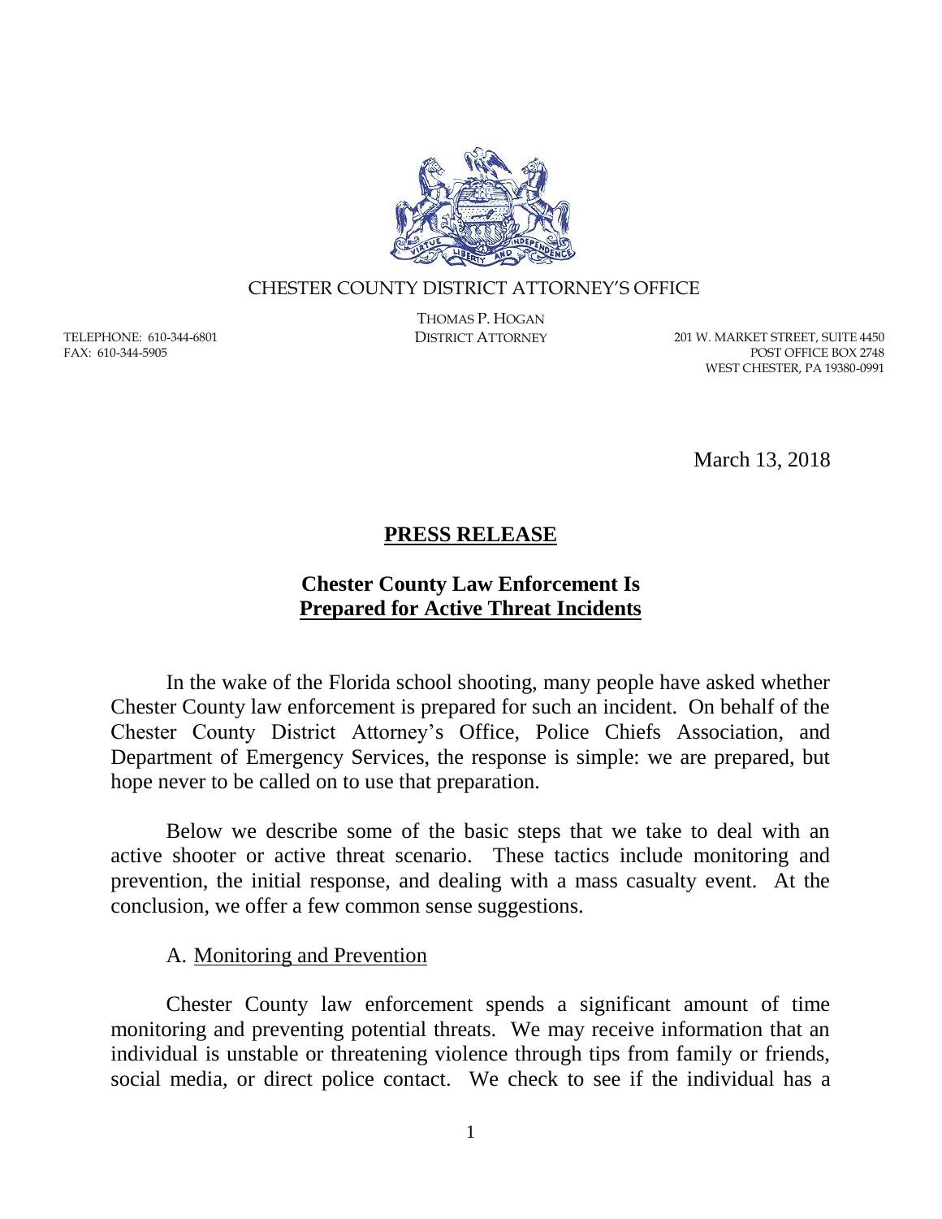CHESTER COUNTY DISTRICT ATTORNEY'S OFFICE

THOMAS P. HOGAN
DISTRICT ATTORNEY

TELEPHONE: 610-344-6801
FAX: 610-344-5905

201 W. MARKET STREET, SUITE 4450
POST OFFICE BOX 2748
WEST CHESTER, PA 19380-0991

March 13, 2018

**PRESS RELEASE**

## Chester County Law Enforcement Is Prepared for Active Threat Incidents

In the wake of the Florida school shooting, many people have asked whether Chester County law enforcement is prepared for such an incident. On behalf of the Chester County District Attorney's Office, Police Chiefs Association, and Department of Emergency Services, the response is simple: we are prepared, but hope never to be called on to use that preparation.

Below we describe some of the basic steps that we take to deal with an active shooter or active threat scenario. These tactics include monitoring and prevention, the initial response, and dealing with a mass casualty event. At the conclusion, we offer a few common sense suggestions.

### A. Monitoring and Prevention

Chester County law enforcement spends a significant amount of time monitoring and preventing potential threats. We may receive information that an individual is unstable or threatening violence through tips from family or friends, social media, or direct police contact. We check to see if the individual has a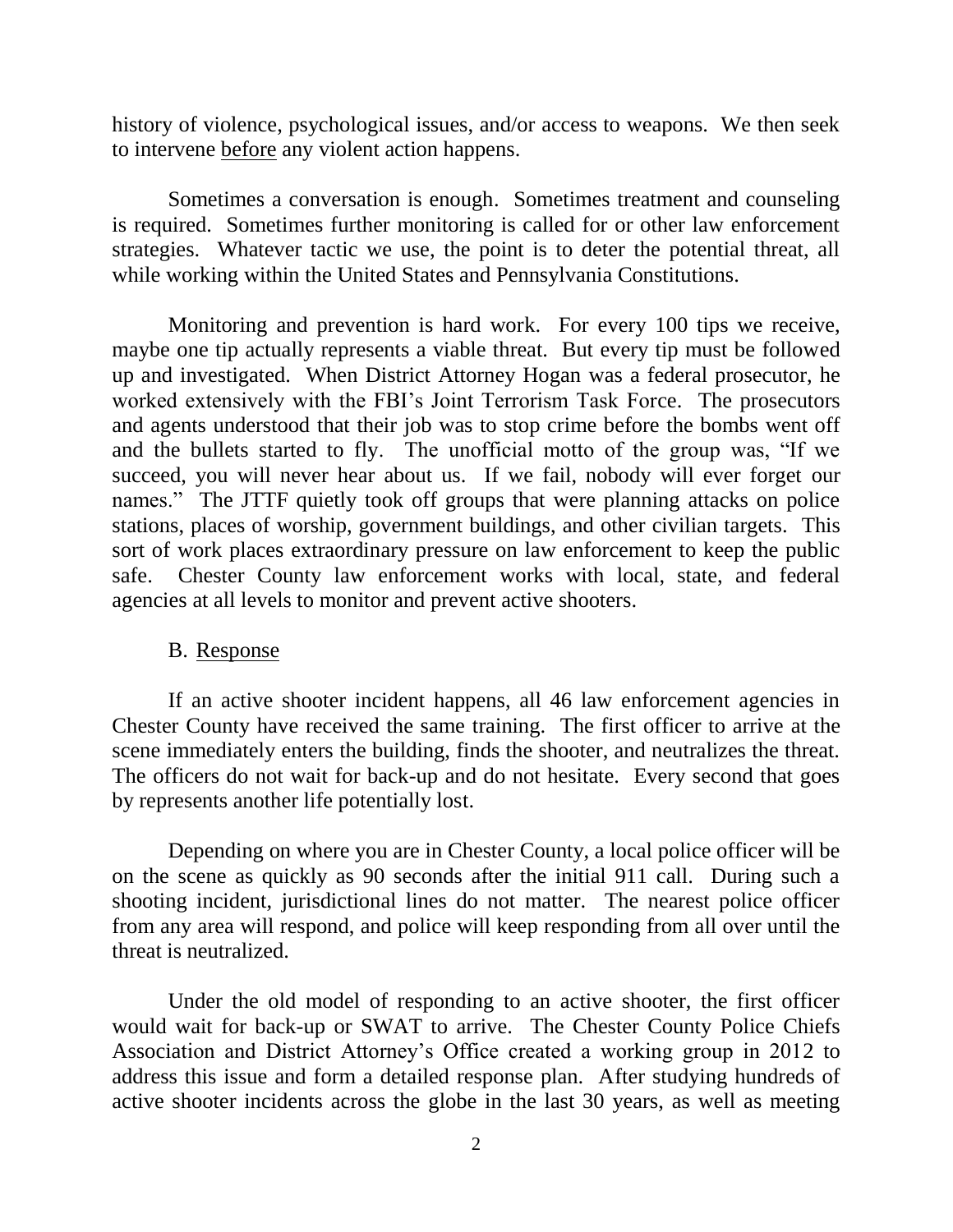history of violence, psychological issues, and/or access to weapons. We then seek to intervene before any violent action happens.

Sometimes a conversation is enough. Sometimes treatment and counseling is required. Sometimes further monitoring is called for or other law enforcement strategies. Whatever tactic we use, the point is to deter the potential threat, all while working within the United States and Pennsylvania Constitutions.

Monitoring and prevention is hard work. For every 100 tips we receive, maybe one tip actually represents a viable threat. But every tip must be followed up and investigated. When District Attorney Hogan was a federal prosecutor, he worked extensively with the FBI's Joint Terrorism Task Force. The prosecutors and agents understood that their job was to stop crime before the bombs went off and the bullets started to fly. The unofficial motto of the group was, "If we succeed, you will never hear about us. If we fail, nobody will ever forget our names." The JTTF quietly took off groups that were planning attacks on police stations, places of worship, government buildings, and other civilian targets. This sort of work places extraordinary pressure on law enforcement to keep the public safe. Chester County law enforcement works with local, state, and federal agencies at all levels to monitor and prevent active shooters.

### B. Response

If an active shooter incident happens, all 46 law enforcement agencies in Chester County have received the same training. The first officer to arrive at the scene immediately enters the building, finds the shooter, and neutralizes the threat. The officers do not wait for back-up and do not hesitate. Every second that goes by represents another life potentially lost.

Depending on where you are in Chester County, a local police officer will be on the scene as quickly as 90 seconds after the initial 911 call. During such a shooting incident, jurisdictional lines do not matter. The nearest police officer from any area will respond, and police will keep responding from all over until the threat is neutralized.

Under the old model of responding to an active shooter, the first officer would wait for back-up or SWAT to arrive. The Chester County Police Chiefs Association and District Attorney's Office created a working group in 2012 to address this issue and form a detailed response plan. After studying hundreds of active shooter incidents across the globe in the last 30 years, as well as meeting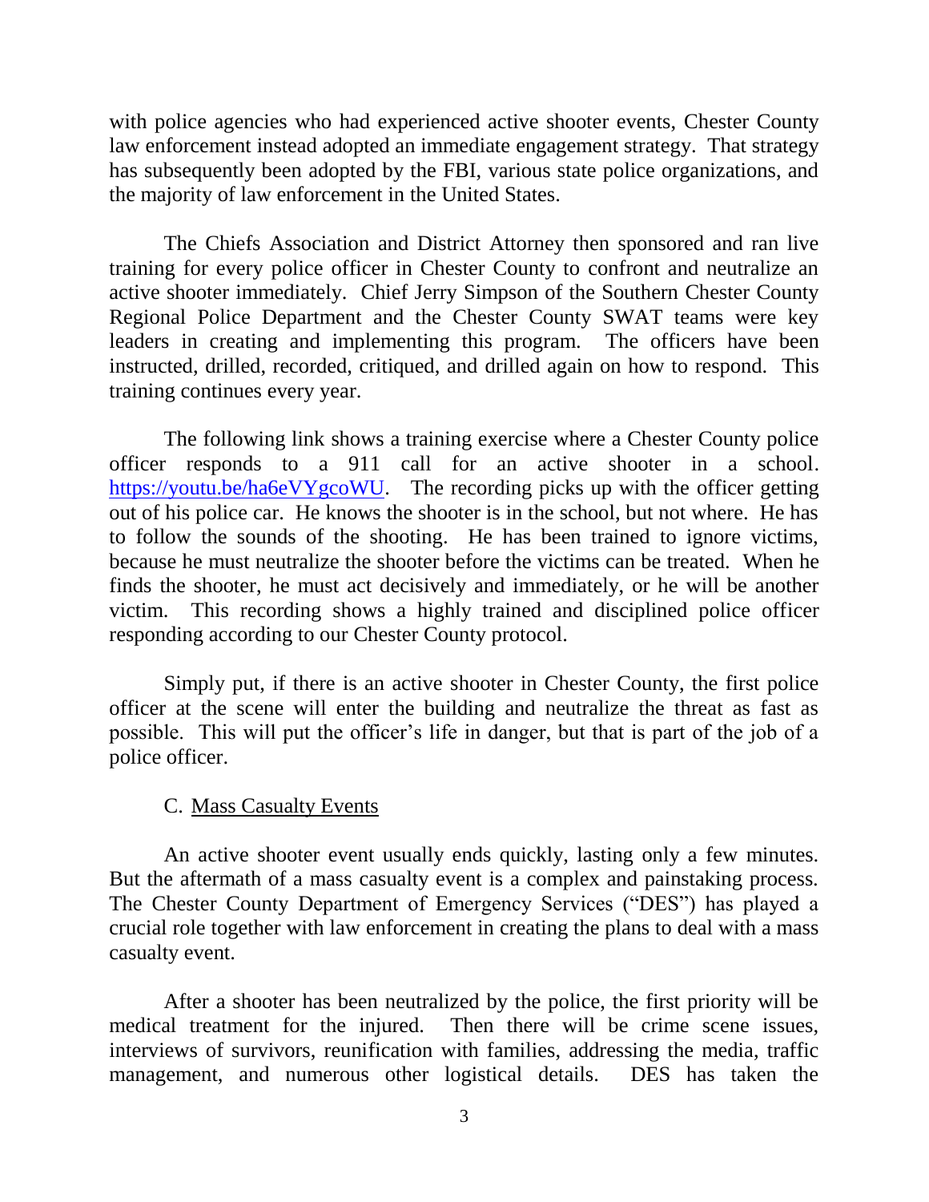with police agencies who had experienced active shooter events, Chester County law enforcement instead adopted an immediate engagement strategy. That strategy has subsequently been adopted by the FBI, various state police organizations, and the majority of law enforcement in the United States.

The Chiefs Association and District Attorney then sponsored and ran live training for every police officer in Chester County to confront and neutralize an active shooter immediately. Chief Jerry Simpson of the Southern Chester County Regional Police Department and the Chester County SWAT teams were key leaders in creating and implementing this program. The officers have been instructed, drilled, recorded, critiqued, and drilled again on how to respond. This training continues every year.

The following link shows a training exercise where a Chester County police officer responds to a 911 call for an active shooter in a school. [https://youtu.be/ha6eVYgcoWU](https://youtu.be/ha6eVYgcoWU). The recording picks up with the officer getting out of his police car. He knows the shooter is in the school, but not where. He has to follow the sounds of the shooting. He has been trained to ignore victims, because he must neutralize the shooter before the victims can be treated. When he finds the shooter, he must act decisively and immediately, or he will be another victim. This recording shows a highly trained and disciplined police officer responding according to our Chester County protocol.

Simply put, if there is an active shooter in Chester County, the first police officer at the scene will enter the building and neutralize the threat as fast as possible. This will put the officer's life in danger, but that is part of the job of a police officer.

C. <u>Mass Casualty Events</u>

An active shooter event usually ends quickly, lasting only a few minutes. But the aftermath of a mass casualty event is a complex and painstaking process. The Chester County Department of Emergency Services ("DES") has played a crucial role together with law enforcement in creating the plans to deal with a mass casualty event.

After a shooter has been neutralized by the police, the first priority will be medical treatment for the injured. Then there will be crime scene issues, interviews of survivors, reunification with families, addressing the media, traffic management, and numerous other logistical details. DES has taken the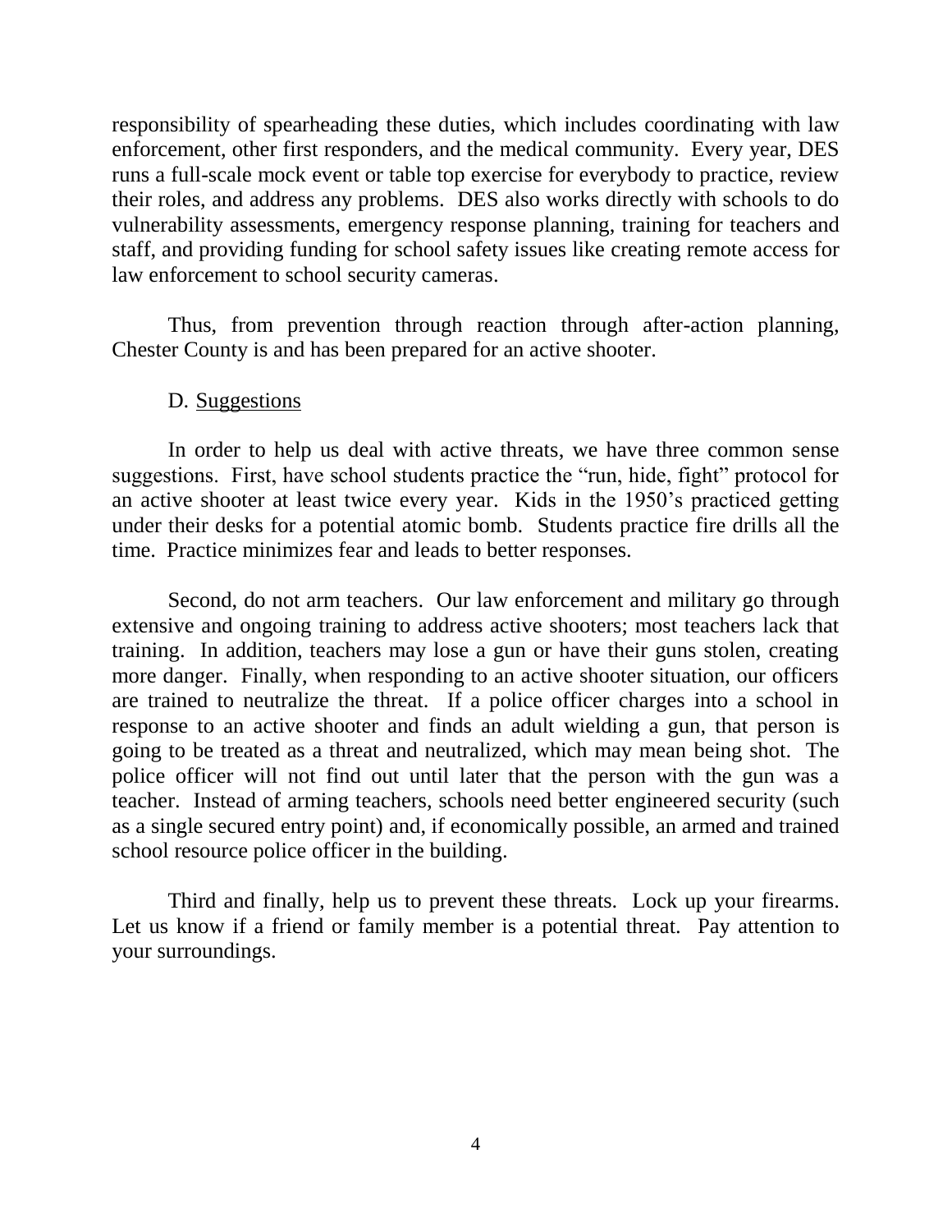responsibility of spearheading these duties, which includes coordinating with law enforcement, other first responders, and the medical community. Every year, DES runs a full-scale mock event or table top exercise for everybody to practice, review their roles, and address any problems. DES also works directly with schools to do vulnerability assessments, emergency response planning, training for teachers and staff, and providing funding for school safety issues like creating remote access for law enforcement to school security cameras.

Thus, from prevention through reaction through after-action planning, Chester County is and has been prepared for an active shooter.

D. Suggestions

In order to help us deal with active threats, we have three common sense suggestions. First, have school students practice the "run, hide, fight" protocol for an active shooter at least twice every year. Kids in the 1950's practiced getting under their desks for a potential atomic bomb. Students practice fire drills all the time. Practice minimizes fear and leads to better responses.

Second, do not arm teachers. Our law enforcement and military go through extensive and ongoing training to address active shooters; most teachers lack that training. In addition, teachers may lose a gun or have their guns stolen, creating more danger. Finally, when responding to an active shooter situation, our officers are trained to neutralize the threat. If a police officer charges into a school in response to an active shooter and finds an adult wielding a gun, that person is going to be treated as a threat and neutralized, which may mean being shot. The police officer will not find out until later that the person with the gun was a teacher. Instead of arming teachers, schools need better engineered security (such as a single secured entry point) and, if economically possible, an armed and trained school resource police officer in the building.

Third and finally, help us to prevent these threats. Lock up your firearms. Let us know if a friend or family member is a potential threat. Pay attention to your surroundings.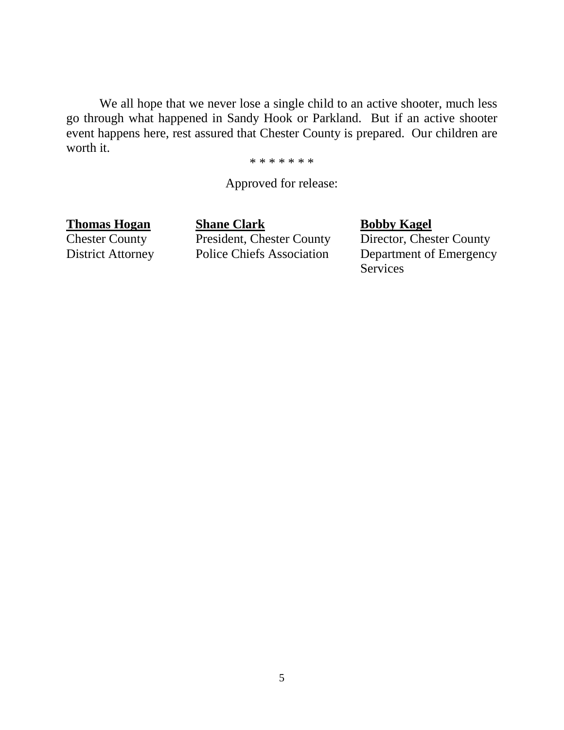We all hope that we never lose a single child to an active shooter, much less go through what happened in Sandy Hook or Parkland. But if an active shooter event happens here, rest assured that Chester County is prepared. Our children are worth it.

\* \* \* \* \* \* \*

Approved for release:

| | | |
|---|---|---|
| **Thomas Hogan** | **Shane Clark** | **Bobby Kagel** |
| Chester County District Attorney | President, Chester County Police Chiefs Association | Director, Chester County Department of Emergency Services |